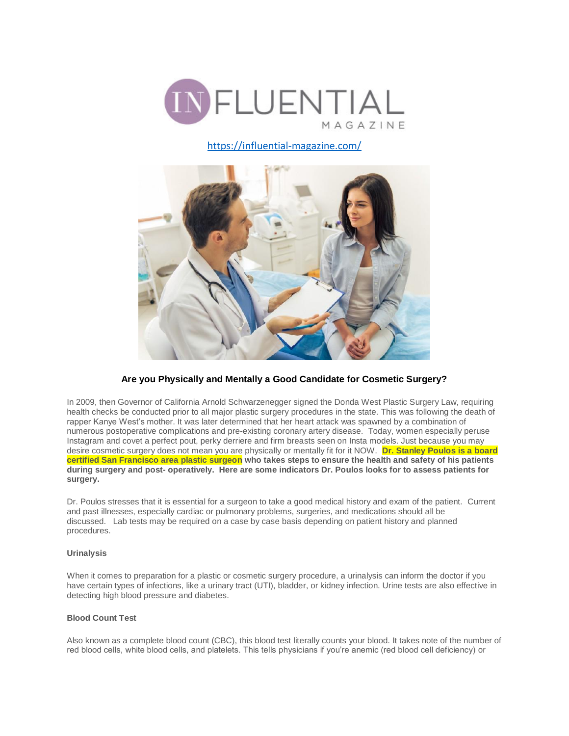INFLUENTIAL MAGAZINE

https://influential-magazine.com/

### Are you Physically and Mentally a Good Candidate for Cosmetic Surgery?

In 2009, then Governor of California Arnold Schwarzenegger signed the Donda West Plastic Surgery Law, requiring health checks be conducted prior to all major plastic surgery procedures in the state. This was following the death of rapper Kanye West's mother. It was later determined that her heart attack was spawned by a combination of numerous postoperative complications and pre-existing coronary artery disease. Today, women especially peruse Instagram and covet a perfect pout, perky derriere and firm breasts seen on Insta models. Just because you may desire cosmetic surgery does not mean you are physically or mentally fit for it NOW. **Dr. Stanley Poulos is a board certified San Francisco area plastic surgeon who takes steps to ensure the health and safety of his patients during surgery and post- operatively. Here are some indicators Dr. Poulos looks for to assess patients for surgery.**

Dr. Poulos stresses that it is essential for a surgeon to take a good medical history and exam of the patient. Current and past illnesses, especially cardiac or pulmonary problems, surgeries, and medications should all be discussed. Lab tests may be required on a case by case basis depending on patient history and planned procedures.

**Urinalysis**

When it comes to preparation for a plastic or cosmetic surgery procedure, a urinalysis can inform the doctor if you have certain types of infections, like a urinary tract (UTI), bladder, or kidney infection. Urine tests are also effective in detecting high blood pressure and diabetes.

**Blood Count Test**

Also known as a complete blood count (CBC), this blood test literally counts your blood. It takes note of the number of red blood cells, white blood cells, and platelets. This tells physicians if you're anemic (red blood cell deficiency) or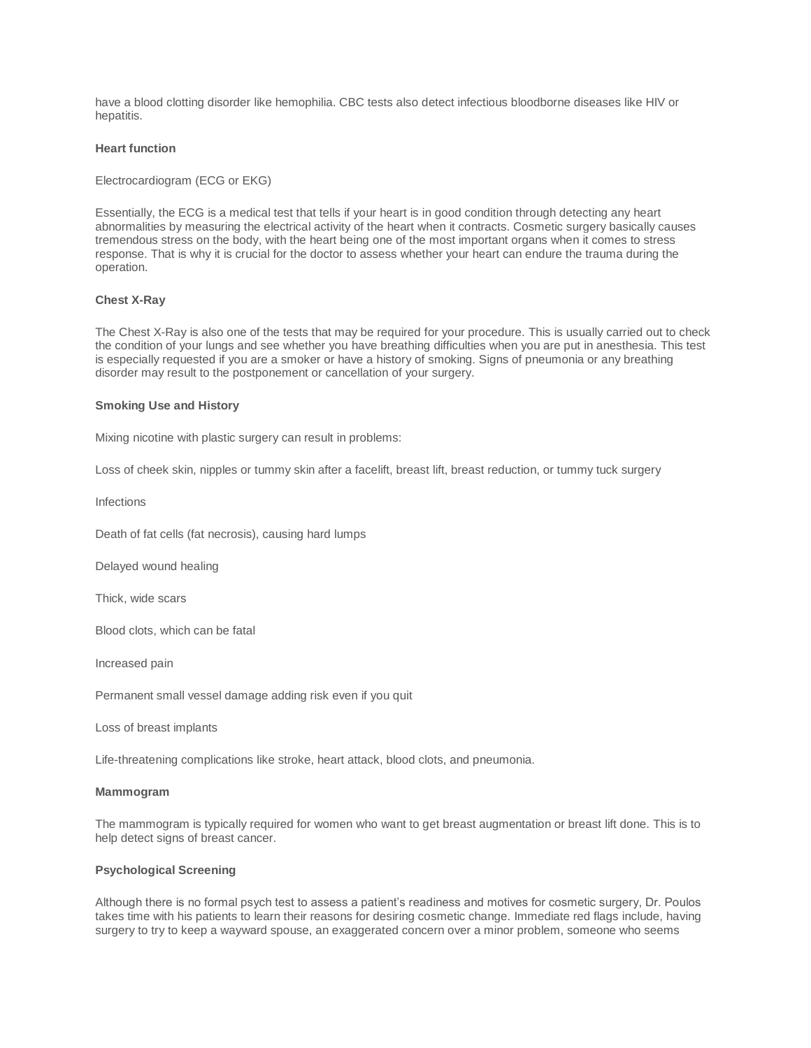have a blood clotting disorder like hemophilia. CBC tests also detect infectious bloodborne diseases like HIV or hepatitis.

**Heart function**

Electrocardiogram (ECG or EKG)

Essentially, the ECG is a medical test that tells if your heart is in good condition through detecting any heart abnormalities by measuring the electrical activity of the heart when it contracts. Cosmetic surgery basically causes tremendous stress on the body, with the heart being one of the most important organs when it comes to stress response. That is why it is crucial for the doctor to assess whether your heart can endure the trauma during the operation.

**Chest X-Ray**

The Chest X-Ray is also one of the tests that may be required for your procedure. This is usually carried out to check the condition of your lungs and see whether you have breathing difficulties when you are put in anesthesia. This test is especially requested if you are a smoker or have a history of smoking. Signs of pneumonia or any breathing disorder may result to the postponement or cancellation of your surgery.

**Smoking Use and History**

Mixing nicotine with plastic surgery can result in problems:

Loss of cheek skin, nipples or tummy skin after a facelift, breast lift, breast reduction, or tummy tuck surgery

Infections

Death of fat cells (fat necrosis), causing hard lumps

Delayed wound healing

Thick, wide scars

Blood clots, which can be fatal

Increased pain

Permanent small vessel damage adding risk even if you quit

Loss of breast implants

Life-threatening complications like stroke, heart attack, blood clots, and pneumonia.

**Mammogram**

The mammogram is typically required for women who want to get breast augmentation or breast lift done. This is to help detect signs of breast cancer.

**Psychological Screening**

Although there is no formal psych test to assess a patient's readiness and motives for cosmetic surgery, Dr. Poulos takes time with his patients to learn their reasons for desiring cosmetic change. Immediate red flags include, having surgery to try to keep a wayward spouse, an exaggerated concern over a minor problem, someone who seems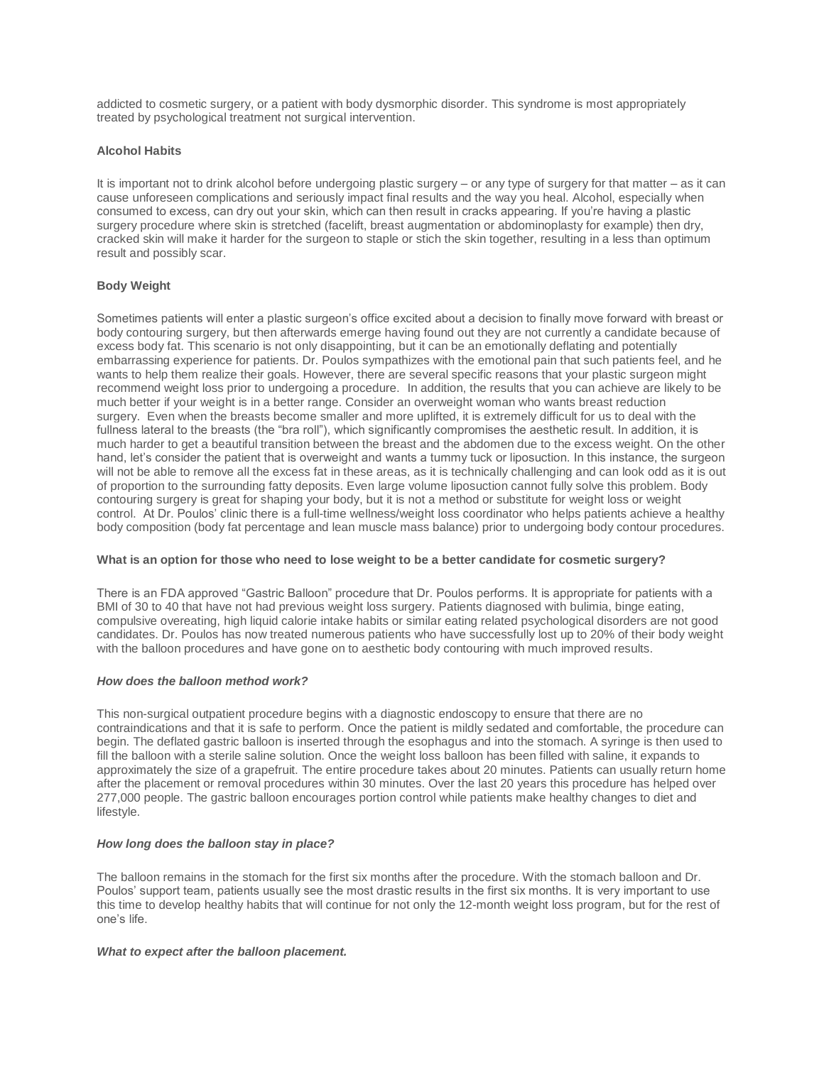addicted to cosmetic surgery, or a patient with body dysmorphic disorder. This syndrome is most appropriately treated by psychological treatment not surgical intervention.

**Alcohol Habits**

It is important not to drink alcohol before undergoing plastic surgery – or any type of surgery for that matter – as it can cause unforeseen complications and seriously impact final results and the way you heal. Alcohol, especially when consumed to excess, can dry out your skin, which can then result in cracks appearing. If you're having a plastic surgery procedure where skin is stretched (facelift, breast augmentation or abdominoplasty for example) then dry, cracked skin will make it harder for the surgeon to staple or stich the skin together, resulting in a less than optimum result and possibly scar.

**Body Weight**

Sometimes patients will enter a plastic surgeon's office excited about a decision to finally move forward with breast or body contouring surgery, but then afterwards emerge having found out they are not currently a candidate because of excess body fat. This scenario is not only disappointing, but it can be an emotionally deflating and potentially embarrassing experience for patients. Dr. Poulos sympathizes with the emotional pain that such patients feel, and he wants to help them realize their goals. However, there are several specific reasons that your plastic surgeon might recommend weight loss prior to undergoing a procedure. In addition, the results that you can achieve are likely to be much better if your weight is in a better range. Consider an overweight woman who wants breast reduction surgery. Even when the breasts become smaller and more uplifted, it is extremely difficult for us to deal with the fullness lateral to the breasts (the "bra roll"), which significantly compromises the aesthetic result. In addition, it is much harder to get a beautiful transition between the breast and the abdomen due to the excess weight. On the other hand, let's consider the patient that is overweight and wants a tummy tuck or liposuction. In this instance, the surgeon will not be able to remove all the excess fat in these areas, as it is technically challenging and can look odd as it is out of proportion to the surrounding fatty deposits. Even large volume liposuction cannot fully solve this problem. Body contouring surgery is great for shaping your body, but it is not a method or substitute for weight loss or weight control. At Dr. Poulos' clinic there is a full-time wellness/weight loss coordinator who helps patients achieve a healthy body composition (body fat percentage and lean muscle mass balance) prior to undergoing body contour procedures.

**What is an option for those who need to lose weight to be a better candidate for cosmetic surgery?**

There is an FDA approved "Gastric Balloon" procedure that Dr. Poulos performs. It is appropriate for patients with a BMI of 30 to 40 that have not had previous weight loss surgery. Patients diagnosed with bulimia, binge eating, compulsive overeating, high liquid calorie intake habits or similar eating related psychological disorders are not good candidates. Dr. Poulos has now treated numerous patients who have successfully lost up to 20% of their body weight with the balloon procedures and have gone on to aesthetic body contouring with much improved results.

***How does the balloon method work?***

This non-surgical outpatient procedure begins with a diagnostic endoscopy to ensure that there are no contraindications and that it is safe to perform. Once the patient is mildly sedated and comfortable, the procedure can begin. The deflated gastric balloon is inserted through the esophagus and into the stomach. A syringe is then used to fill the balloon with a sterile saline solution. Once the weight loss balloon has been filled with saline, it expands to approximately the size of a grapefruit. The entire procedure takes about 20 minutes. Patients can usually return home after the placement or removal procedures within 30 minutes. Over the last 20 years this procedure has helped over 277,000 people. The gastric balloon encourages portion control while patients make healthy changes to diet and lifestyle.

***How long does the balloon stay in place?***

The balloon remains in the stomach for the first six months after the procedure. With the stomach balloon and Dr. Poulos' support team, patients usually see the most drastic results in the first six months. It is very important to use this time to develop healthy habits that will continue for not only the 12-month weight loss program, but for the rest of one's life.

***What to expect after the balloon placement.***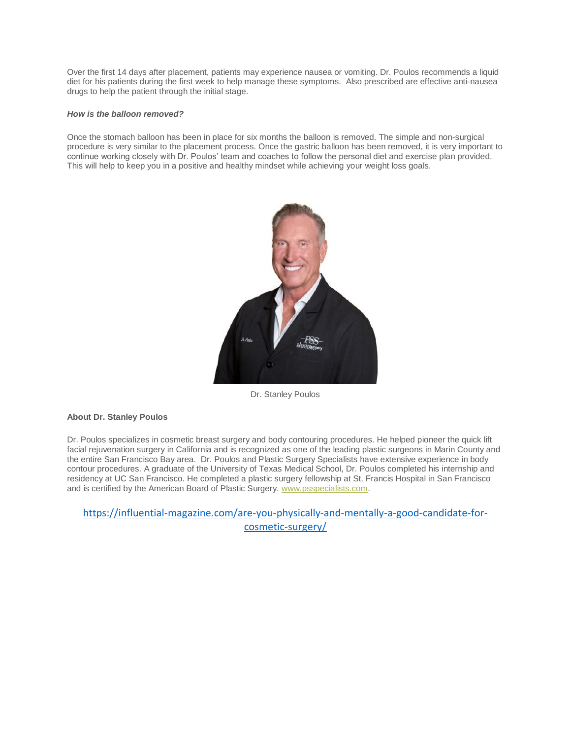Over the first 14 days after placement, patients may experience nausea or vomiting. Dr. Poulos recommends a liquid diet for his patients during the first week to help manage these symptoms. Also prescribed are effective anti-nausea drugs to help the patient through the initial stage.

***How is the balloon removed?***

Once the stomach balloon has been in place for six months the balloon is removed. The simple and non-surgical procedure is very similar to the placement process. Once the gastric balloon has been removed, it is very important to continue working closely with Dr. Poulos' team and coaches to follow the personal diet and exercise plan provided. This will help to keep you in a positive and healthy mindset while achieving your weight loss goals.

Dr. Stanley Poulos

**About Dr. Stanley Poulos**

Dr. Poulos specializes in cosmetic breast surgery and body contouring procedures. He helped pioneer the quick lift facial rejuvenation surgery in California and is recognized as one of the leading plastic surgeons in Marin County and the entire San Francisco Bay area. Dr. Poulos and Plastic Surgery Specialists have extensive experience in body contour procedures. A graduate of the University of Texas Medical School, Dr. Poulos completed his internship and residency at UC San Francisco. He completed a plastic surgery fellowship at St. Francis Hospital in San Francisco and is certified by the American Board of Plastic Surgery. [www.psspecialists.com](http://www.psspecialists.com).

[https://influential-magazine.com/are-you-physically-and-mentally-a-good-candidate-for-cosmetic-surgery/](https://influential-magazine.com/are-you-physically-and-mentally-a-good-candidate-for-cosmetic-surgery/)